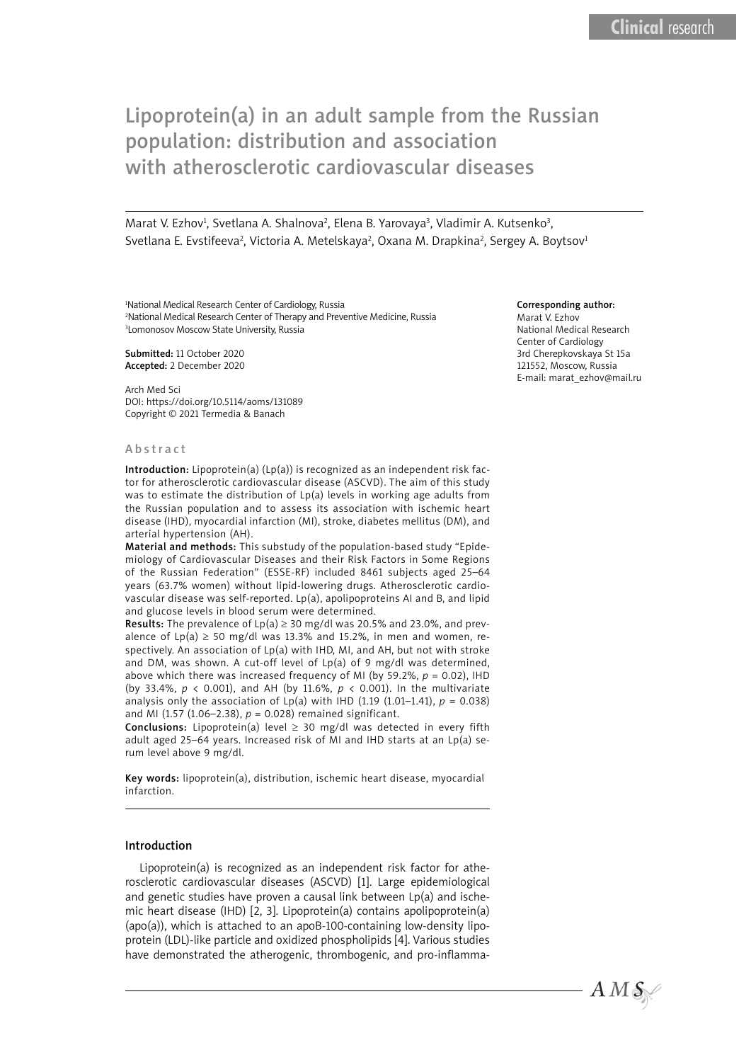Clinical research

# Lipoprotein(a) in an adult sample from the Russian population: distribution and association with atherosclerotic cardiovascular diseases

Marat V. Ezhov[1], Svetlana A. Shalnova[2], Elena B. Yarovaya[3], Vladimir A. Kutsenko[3], Svetlana E. Evstifeeva[2], Victoria A. Metelskaya[2], Oxana M. Drapkina[2], Sergey A. Boytsov[1]

[1]National Medical Research Center of Cardiology, Russia
[2]National Medical Research Center of Therapy and Preventive Medicine, Russia
[3]Lomonosov Moscow State University, Russia

**Submitted:** 11 October 2020
**Accepted:** 2 December 2020

Arch Med Sci
DOI: https://doi.org/10.5114/aoms/131089
Copyright © 2021 Termedia & Banach

**Corresponding author:**
Marat V. Ezhov
National Medical Research Center of Cardiology
3rd Cherepkovskaya St 15a
121552, Moscow, Russia
E-mail: marat_ezhov@mail.ru

## Abstract

**Introduction:** Lipoprotein(a) (Lp(a)) is recognized as an independent risk factor for atherosclerotic cardiovascular disease (ASCVD). The aim of this study was to estimate the distribution of Lp(a) levels in working age adults from the Russian population and to assess its association with ischemic heart disease (IHD), myocardial infarction (MI), stroke, diabetes mellitus (DM), and arterial hypertension (AH).

**Material and methods:** This substudy of the population-based study "Epidemiology of Cardiovascular Diseases and their Risk Factors in Some Regions of the Russian Federation" (ESSE-RF) included 8461 subjects aged 25–64 years (63.7% women) without lipid-lowering drugs. Atherosclerotic cardiovascular disease was self-reported. Lp(a), apolipoproteins AI and B, and lipid and glucose levels in blood serum were determined.

**Results:** The prevalence of Lp(a) ≥ 30 mg/dl was 20.5% and 23.0%, and prevalence of Lp(a) ≥ 50 mg/dl was 13.3% and 15.2%, in men and women, respectively. An association of Lp(a) with IHD, MI, and AH, but not with stroke and DM, was shown. A cut-off level of Lp(a) of 9 mg/dl was determined, above which there was increased frequency of MI (by 59.2%, $p = 0.02$), IHD (by 33.4%, $p < 0.001$), and AH (by 11.6%, $p < 0.001$). In the multivariate analysis only the association of Lp(a) with IHD (1.19 (1.01–1.41), $p = 0.038$) and MI (1.57 (1.06–2.38), $p = 0.028$) remained significant.

**Conclusions:** Lipoprotein(a) level ≥ 30 mg/dl was detected in every fifth adult aged 25–64 years. Increased risk of MI and IHD starts at an Lp(a) serum level above 9 mg/dl.

**Key words:** lipoprotein, distribution, ischemic heart disease, myocardial infarction.

## Introduction

Lipoprotein(a) is recognized as an independent risk factor for atherosclerotic cardiovascular diseases (ASCVD) [1]. Large epidemiological and genetic studies have proven a causal link between Lp(a) and ischemic heart disease (IHD) [2, 3]. Lipoprotein(a) contains apolipoprotein(a) (apo(a)), which is attached to an apoB-100-containing low-density lipoprotein (LDL)-like particle and oxidized phospholipids [4]. Various studies have demonstrated the atherogenic, thrombogenic, and pro-inflamma-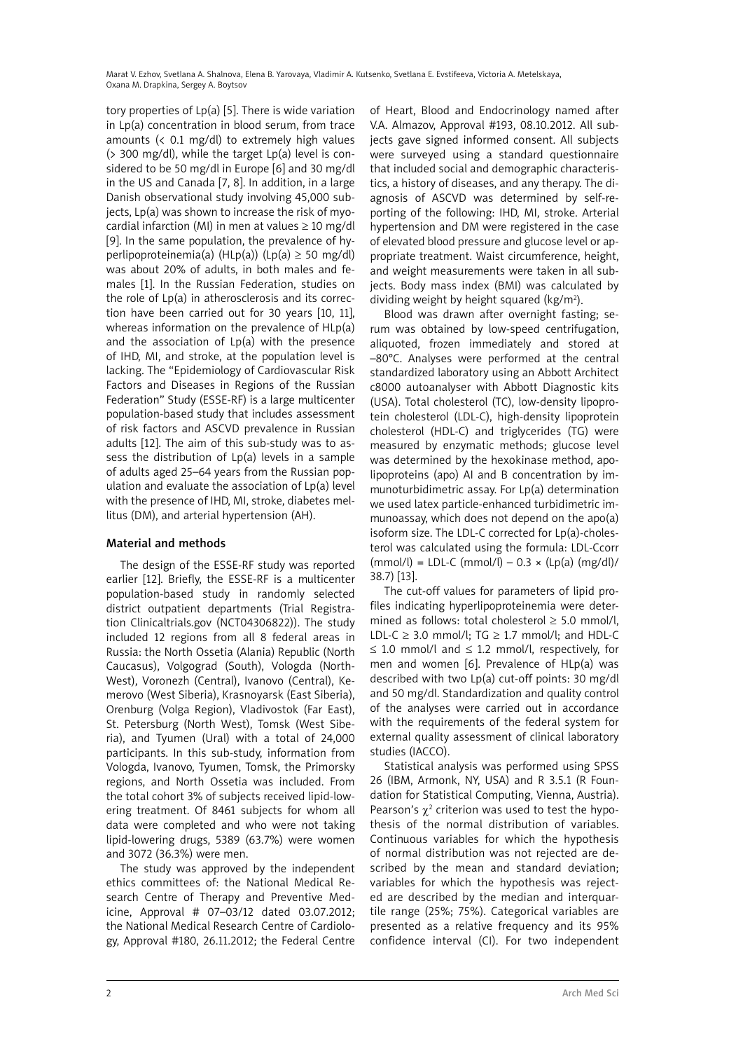tory properties of Lp(a) [5]. There is wide variation in Lp(a) concentration in blood serum, from trace amounts (< 0.1 mg/dl) to extremely high values (> 300 mg/dl), while the target Lp(a) level is considered to be 50 mg/dl in Europe [6] and 30 mg/dl in the US and Canada [7, 8]. In addition, in a large Danish observational study involving 45,000 subjects, Lp(a) was shown to increase the risk of myocardial infarction (MI) in men at values ≥ 10 mg/dl [9]. In the same population, the prevalence of hyperlipoproteinemia(a) (HLp(a)) (Lp(a) ≥ 50 mg/dl) was about 20% of adults, in both males and females [1]. In the Russian Federation, studies on the role of Lp(a) in atherosclerosis and its correction have been carried out for 30 years [10, 11], whereas information on the prevalence of HLp(a) and the association of Lp(a) with the presence of IHD, MI, and stroke, at the population level is lacking. The "Epidemiology of Cardiovascular Risk Factors and Diseases in Regions of the Russian Federation" Study (ESSE-RF) is a large multicenter population-based study that includes assessment of risk factors and ASCVD prevalence in Russian adults [12]. The aim of this sub-study was to assess the distribution of Lp(a) levels in a sample of adults aged 25–64 years from the Russian population and evaluate the association of Lp(a) level with the presence of IHD, MI, stroke, diabetes mellitus (DM), and arterial hypertension (AH).

## Material and methods

The design of the ESSE-RF study was reported earlier [12]. Briefly, the ESSE-RF is a multicenter population-based study in randomly selected district outpatient departments (Trial Registration Clinicaltrials.gov (NCT04306822)). The study included 12 regions from all 8 federal areas in Russia: the North Ossetia (Alania) Republic (North Caucasus), Volgograd (South), Vologda (North-West), Voronezh (Central), Ivanovo (Central), Kemerovo (West Siberia), Krasnoyarsk (East Siberia), Orenburg (Volga Region), Vladivostok (Far East), St. Petersburg (North West), Tomsk (West Siberia), and Tyumen (Ural) with a total of 24,000 participants. In this sub-study, information from Vologda, Ivanovo, Tyumen, Tomsk, the Primorsky regions, and North Ossetia was included. From the total cohort 3% of subjects received lipid-lowering treatment. Of 8461 subjects for whom all data were completed and who were not taking lipid-lowering drugs, 5389 (63.7%) were women and 3072 (36.3%) were men.

The study was approved by the independent ethics committees of: the National Medical Research Centre of Therapy and Preventive Medicine, Approval # 07–03/12 dated 03.07.2012; the National Medical Research Centre of Cardiology, Approval #180, 26.11.2012; the Federal Centre of Heart, Blood and Endocrinology named after V.A. Almazov, Approval #193, 08.10.2012. All subjects gave signed informed consent. All subjects were surveyed using a standard questionnaire that included social and demographic characteristics, a history of diseases, and any therapy. The diagnosis of ASCVD was determined by self-reporting of the following: IHD, MI, stroke. Arterial hypertension and DM were registered in the case of elevated blood pressure and glucose level or appropriate treatment. Waist circumference, height, and weight measurements were taken in all subjects. Body mass index (BMI) was calculated by dividing weight by height squared (kg/m$^2$).

Blood was drawn after overnight fasting; serum was obtained by low-speed centrifugation, aliquoted, frozen immediately and stored at –80°C. Analyses were performed at the central standardized laboratory using an Abbott Architect c8000 autoanalyser with Abbott Diagnostic kits (USA). Total cholesterol (TC), low-density lipoprotein cholesterol (LDL-C), high-density lipoprotein cholesterol (HDL-C) and triglycerides (TG) were measured by enzymatic methods; glucose level was determined by the hexokinase method, apolipoproteins (apo) AI and B concentration by immunoturbidimetric assay. For Lp(a) determination we used latex particle-enhanced turbidimetric immunoassay, which does not depend on the apo(a) isoform size. The LDL-C corrected for Lp(a)-cholesterol was calculated using the formula: LDL-Ccorr (mmol/l) = LDL-C (mmol/l) – 0.3 × (Lp(a) (mg/dl)/38.7) [13].

The cut-off values for parameters of lipid profiles indicating hyperlipoproteinemia were determined as follows: total cholesterol ≥ 5.0 mmol/l, LDL-C ≥ 3.0 mmol/l; TG ≥ 1.7 mmol/l; and HDL-C ≤ 1.0 mmol/l and ≤ 1.2 mmol/l, respectively, for men and women [6]. Prevalence of HLp(a) was described with two Lp(a) cut-off points: 30 mg/dl and 50 mg/dl. Standardization and quality control of the analyses were carried out in accordance with the requirements of the federal system for external quality assessment of clinical laboratory studies (IACCO).

Statistical analysis was performed using SPSS 26 (IBM, Armonk, NY, USA) and R 3.5.1 (R Foundation for Statistical Computing, Vienna, Austria). Pearson's $\chi^2$ criterion was used to test the hypothesis of the normal distribution of variables. Continuous variables for which the hypothesis of normal distribution was not rejected are described by the mean and standard deviation; variables for which the hypothesis was rejected are described by the median and interquartile range (25%; 75%). Categorical variables are presented as a relative frequency and its 95% confidence interval (CI). For two independent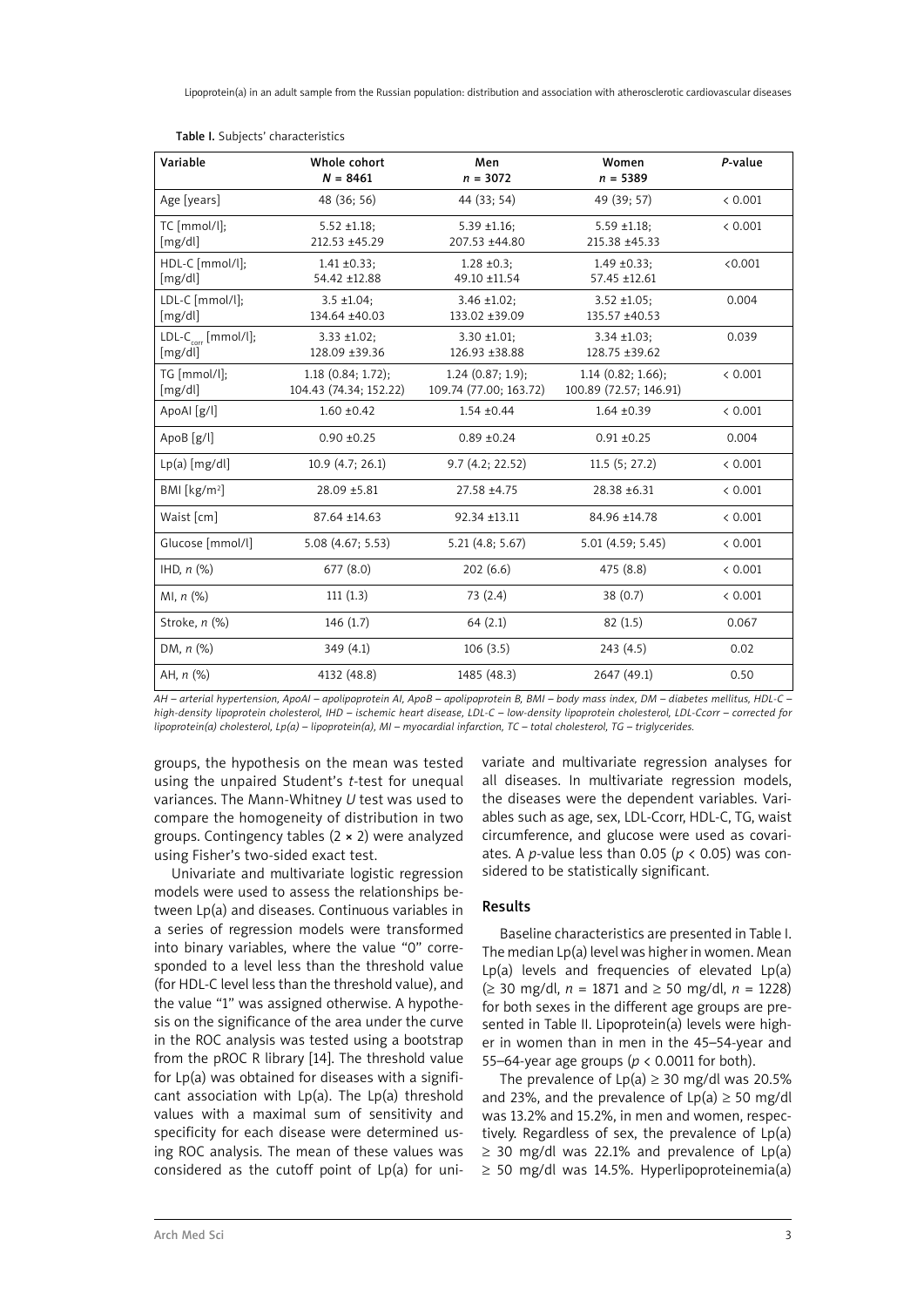Table I. Subjects' characteristics

| Variable | Whole cohort $N$ = 8461 | Men $n$ = 3072 | Women $n$ = 5389 | $P$-value |
|---|---|---|---|---|
| Age [years] | 48 (36; 56) | 44 (33; 54) | 49 (39; 57) | < 0.001 |
| TC [mmol/l]; [mg/dl] | 5.52 ±1.18; 212.53 ±45.29 | 5.39 ±1.16; 207.53 ±44.80 | 5.59 ±1.18; 215.38 ±45.33 | < 0.001 |
| HDL-C [mmol/l]; [mg/dl] | 1.41 ±0.33; 54.42 ±12.88 | 1.28 ±0.3; 49.10 ±11.54 | 1.49 ±0.33; 57.45 ±12.61 | <0.001 |
| LDL-C [mmol/l]; [mg/dl] | 3.5 ±1.04; 134.64 ±40.03 | 3.46 ±1.02; 133.02 ±39.09 | 3.52 ±1.05; 135.57 ±40.53 | 0.004 |
| LDL-$C_{corr}$ [mmol/l]; [mg/dl] | 3.33 ±1.02; 128.09 ±39.36 | 3.30 ±1.01; 126.93 ±38.88 | 3.34 ±1.03; 128.75 ±39.62 | 0.039 |
| TG [mmol/l]; [mg/dl] | 1.18 (0.84; 1.72); 104.43 (74.34; 152.22) | 1.24 (0.87; 1.9); 109.74 (77.00; 163.72) | 1.14 (0.82; 1.66); 100.89 (72.57; 146.91) | < 0.001 |
| ApoAI [g/l] | 1.60 ±0.42 | 1.54 ±0.44 | 1.64 ±0.39 | < 0.001 |
| ApoB [g/l] | 0.90 ±0.25 | 0.89 ±0.24 | 0.91 ±0.25 | 0.004 |
| Lp(a) [mg/dl] | 10.9 (4.7; 26.1) | 9.7 (4.2; 22.52) | 11.5 (5; 27.2) | < 0.001 |
| BMI [kg/m$^2$] | 28.09 ±5.81 | 27.58 ±4.75 | 28.38 ±6.31 | < 0.001 |
| Waist [cm] | 87.64 ±14.63 | 92.34 ±13.11 | 84.96 ±14.78 | < 0.001 |
| Glucose [mmol/l] | 5.08 (4.67; 5.53) | 5.21 (4.8; 5.67) | 5.01 (4.59; 5.45) | < 0.001 |
| IHD, $n$ (%) | 677 (8.0) | 202 (6.6) | 475 (8.8) | < 0.001 |
| MI, $n$ (%) | 111 (1.3) | 73 (2.4) | 38 (0.7) | < 0.001 |
| Stroke, $n$ (%) | 146 (1.7) | 64 (2.1) | 82 (1.5) | 0.067 |
| DM, $n$ (%) | 349 (4.1) | 106 (3.5) | 243 (4.5) | 0.02 |
| AH, $n$ (%) | 4132 (48.8) | 1485 (48.3) | 2647 (49.1) | 0.50 |

*AH – arterial hypertension, ApoAI – apolipoprotein AI, ApoB – apolipoprotein B, BMI – body mass index, DM – diabetes mellitus, HDL-C – high-density lipoprotein cholesterol, IHD – ischemic heart disease, LDL-C – low-density lipoprotein cholesterol, LDL-Ccorr – corrected for lipoprotein(a) cholesterol, Lp(a) – lipoprotein(a), MI – myocardial infarction, TC – total cholesterol, TG – triglycerides.*

groups, the hypothesis on the mean was tested using the unpaired Student's *t*-test for unequal variances. The Mann-Whitney *U* test was used to compare the homogeneity of distribution in two groups. Contingency tables (2 × 2) were analyzed using Fisher's two-sided exact test.

Univariate and multivariate logistic regression models were used to assess the relationships between Lp(a) and diseases. Continuous variables in a series of regression models were transformed into binary variables, where the value "0" corresponded to a level less than the threshold value (for HDL-C level less than the threshold value), and the value "1" was assigned otherwise. A hypothesis on the significance of the area under the curve in the ROC analysis was tested using a bootstrap from the pROC R library [14]. The threshold value for Lp(a) was obtained for diseases with a significant association with Lp(a). The Lp(a) threshold values with a maximal sum of sensitivity and specificity for each disease were determined using ROC analysis. The mean of these values was considered as the cutoff point of Lp(a) for univariate and multivariate regression analyses for all diseases. In multivariate regression models, the diseases were the dependent variables. Variables such as age, sex, LDL-Ccorr, HDL-C, TG, waist circumference, and glucose were used as covariates. A *p*-value less than 0.05 ($p < 0.05$) was considered to be statistically significant.

## Results

Baseline characteristics are presented in Table I. The median Lp(a) level was higher in women. Mean Lp(a) levels and frequencies of elevated Lp(a) (≥ 30 mg/dl, $n$ = 1871 and ≥ 50 mg/dl, $n$ = 1228) for both sexes in the different age groups are presented in Table II. Lipoprotein(a) levels were higher in women than in men in the 45–54-year and 55–64-year age groups ($p < 0.0011$ for both).

The prevalence of Lp(a) ≥ 30 mg/dl was 20.5% and 23%, and the prevalence of Lp(a) ≥ 50 mg/dl was 13.2% and 15.2%, in men and women, respectively. Regardless of sex, the prevalence of Lp(a) ≥ 30 mg/dl was 22.1% and prevalence of Lp(a) ≥ 50 mg/dl was 14.5%. Hyperlipoproteinemia(a)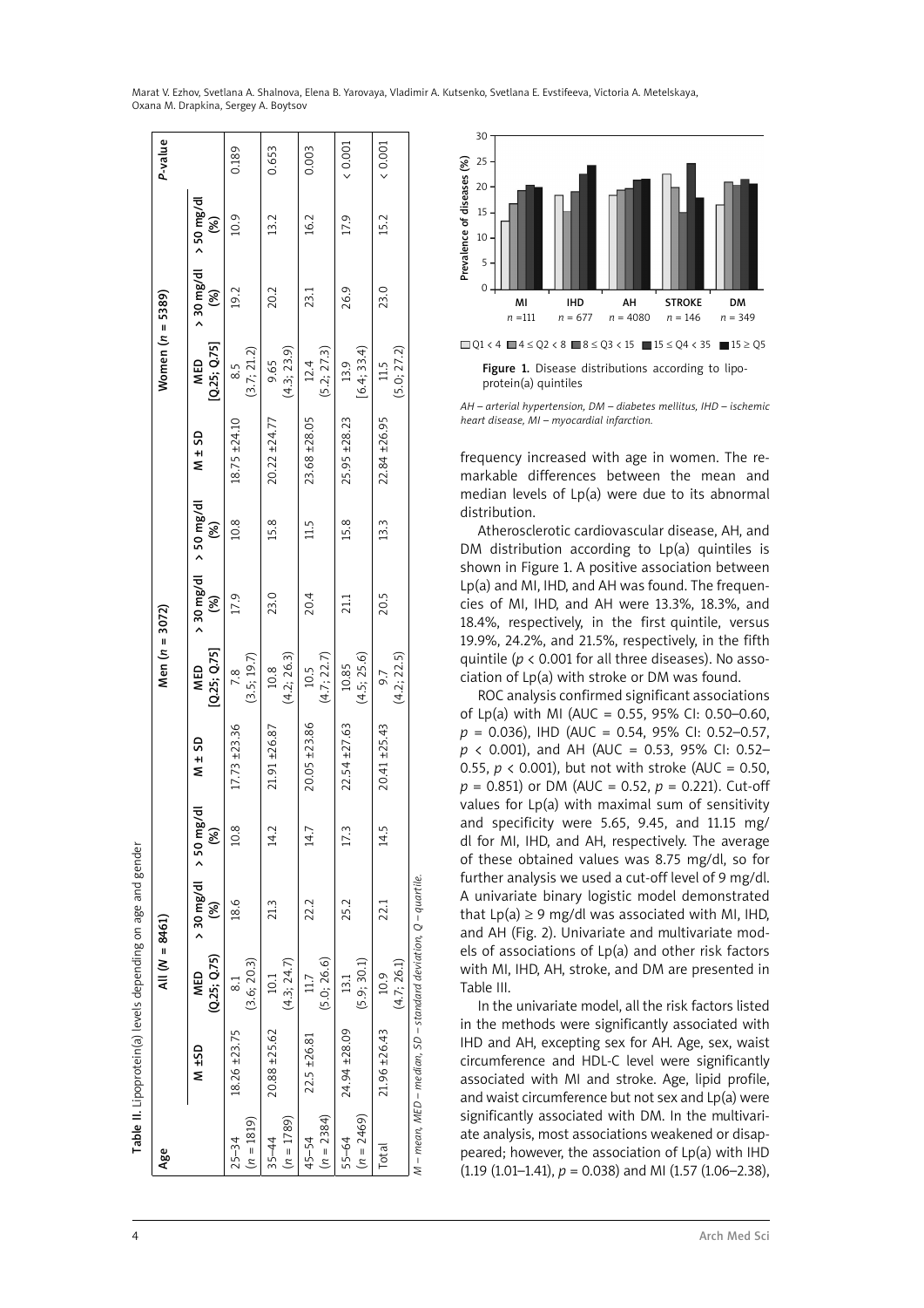**Table II.** Lipoprotein(a) levels depending on age and gender

| Age | All (N = 8461) | | | | Men (n = 3072) | | | | Women (n = 5389) | | | | P-value |
|---|---|---|---|---|---|---|---|---|---|---|---|---|---|
| | M ±SD | MED (Q.25; Q.75) | > 30 mg/dl (%) | > 50 mg/dl (%) | M ± SD | MED [Q.25; Q.75] | > 30 mg/dl (%) | > 50 mg/dl (%) | M ± SD | MED [Q.25; Q.75] | > 30 mg/dl (%) | > 50 mg/dl (%) | |
| 25–34 (n = 1819) | 18.26 ±23.75 | 8.1 (3.6; 20.3) | 18.6 | 10.8 | 17.73 ±23.36 | 7.8 (3.5; 19.7) | 17.9 | 10.8 | 18.75 ±24.10 | 8.5 (3.7; 21.2) | 19.2 | 10.9 | 0.189 |
| 35–44 (n = 1789) | 20.88 ±25.62 | 10.1 (4.3; 24.7) | 21.3 | 14.2 | 21.91 ±26.87 | 10.8 (4.2; 26.3) | 23.0 | 15.8 | 20.22 ±24.77 | 9.65 (4.3; 23.9) | 20.2 | 13.2 | 0.653 |
| 45–54 (n = 2384) | 22.5 ±26.81 | 11.7 (5.0; 26.6) | 22.2 | 14.7 | 20.05 ±23.86 | 10.5 (4.7; 22.7) | 20.4 | 11.5 | 23.68 ±28.05 | 12.4 (5.2; 27.3) | 23.1 | 16.2 | 0.003 |
| 55–64 (n = 2469) | 24.94 ±28.09 | 13.1 (5.9; 30.1) | 25.2 | 17.3 | 22.54 ±27.63 | 10.85 (4.5; 25.6) | 21.1 | 15.8 | 25.95 ±28.23 | 13.9 [6.4; 33.4) | 26.9 | 17.9 | < 0.001 |
| Total | 21.96 ±26.43 | 10.9 (4.7; 26.1) | 22.1 | 14.5 | 20.41 ±25.43 | 9.7 (4.2; 22.5) | 20.5 | 13.3 | 22.84 ±26.95 | 11.5 (5.0; 27.2) | 23.0 | 15.2 | < 0.001 |

*M – mean, MED – median, SD – standard deviation, Q – quartile.*

Figure 1. Disease distributions according to lipoprotein(a) quintiles

Q1 < 4, 4 ≤ Q2 < 8, 8 ≤ Q3 < 15, 15 ≤ Q4 < 35, 15 ≥ Q5

MI n = 111, IHD n = 677, AH n = 4080, STROKE n = 146, DM n = 349

*AH – arterial hypertension, DM – diabetes mellitus, IHD – ischemic heart disease, MI – myocardial infarction.*

frequency increased with age in women. The remarkable differences between the mean and median levels of Lp(a) were due to its abnormal distribution.

Atherosclerotic cardiovascular disease, AH, and DM distribution according to Lp(a) quintiles is shown in Figure 1. A positive association between Lp(a) and MI, IHD, and AH was found. The frequencies of MI, IHD, and AH were 13.3%, 18.3%, and 18.4%, respectively, in the first quintile, versus 19.9%, 24.2%, and 21.5%, respectively, in the fifth quintile ($p < 0.001$ for all three diseases). No association of Lp(a) with stroke or DM was found.

ROC analysis confirmed significant associations of Lp(a) with MI (AUC = 0.55, 95% CI: 0.50–0.60, $p = 0.036$), IHD (AUC = 0.54, 95% CI: 0.52–0.57, $p < 0.001$), and AH (AUC = 0.53, 95% CI: 0.52–0.55, $p < 0.001$), but not with stroke (AUC = 0.50, $p = 0.851$) or DM (AUC = 0.52, $p = 0.221$). Cut-off values for Lp(a) with maximal sum of sensitivity and specificity were 5.65, 9.45, and 11.15 mg/dl for MI, IHD, and AH, respectively. The average of these obtained values was 8.75 mg/dl, so for further analysis we used a cut-off level of 9 mg/dl. A univariate binary logistic model demonstrated that Lp(a) ≥ 9 mg/dl was associated with MI, IHD, and AH (Fig. 2). Univariate and multivariate models of associations of Lp(a) and other risk factors with MI, IHD, AH, stroke, and DM are presented in Table III.

In the univariate model, all the risk factors listed in the methods were significantly associated with IHD and AH, excepting sex for AH. Age, sex, waist circumference and HDL-C level were significantly associated with MI and stroke. Age, lipid profile, and waist circumference but not sex and Lp(a) were significantly associated with DM. In the multivariate analysis, most associations weakened or disappeared; however, the association of Lp(a) with IHD (1.19 (1.01–1.41), $p = 0.038$) and MI (1.57 (1.06–2.38),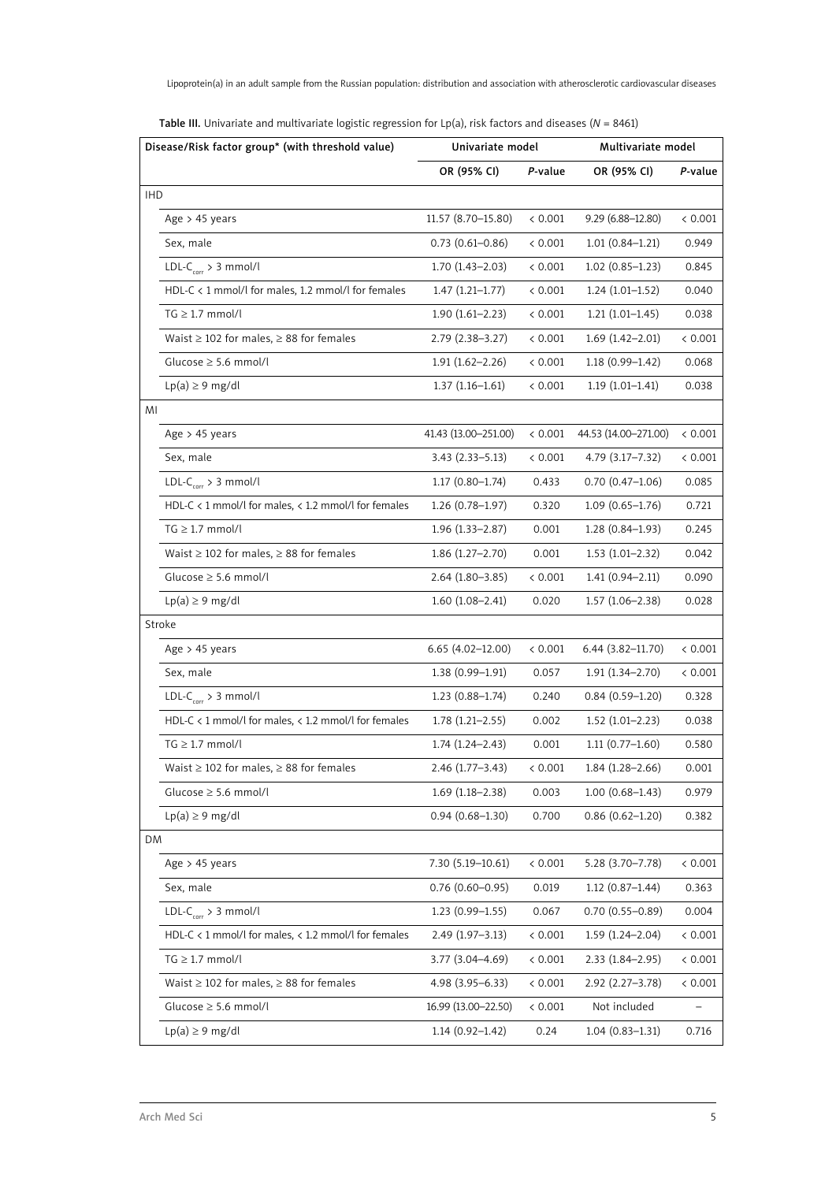**Table III.** Univariate and multivariate logistic regression for Lp(a), risk factors and diseases (*N* = 8461)

| Disease/Risk factor group* (with threshold value) | Univariate model | | Multivariate model | |
|---|---|---|---|---|
| | OR (95% CI) | *P*-value | OR (95% CI) | *P*-value |
| IHD | | | | |
| Age > 45 years | 11.57 (8.70–15.80) | < 0.001 | 9.29 (6.88–12.80) | < 0.001 |
| Sex, male | 0.73 (0.61–0.86) | < 0.001 | 1.01 (0.84–1.21) | 0.949 |
| $LDL\text{-}C_{corr}$ > 3 mmol/l | 1.70 (1.43–2.03) | < 0.001 | 1.02 (0.85–1.23) | 0.845 |
| HDL-C < 1 mmol/l for males, 1.2 mmol/l for females | 1.47 (1.21–1.77) | < 0.001 | 1.24 (1.01–1.52) | 0.040 |
| TG ≥ 1.7 mmol/l | 1.90 (1.61–2.23) | < 0.001 | 1.21 (1.01–1.45) | 0.038 |
| Waist ≥ 102 for males, ≥ 88 for females | 2.79 (2.38–3.27) | < 0.001 | 1.69 (1.42–2.01) | < 0.001 |
| Glucose ≥ 5.6 mmol/l | 1.91 (1.62–2.26) | < 0.001 | 1.18 (0.99–1.42) | 0.068 |
| Lp(a) ≥ 9 mg/dl | 1.37 (1.16–1.61) | < 0.001 | 1.19 (1.01–1.41) | 0.038 |
| MI | | | | |
| Age > 45 years | 41.43 (13.00–251.00) | < 0.001 | 44.53 (14.00–271.00) | < 0.001 |
| Sex, male | 3.43 (2.33–5.13) | < 0.001 | 4.79 (3.17–7.32) | < 0.001 |
| $LDL\text{-}C_{corr}$ > 3 mmol/l | 1.17 (0.80–1.74) | 0.433 | 0.70 (0.47–1.06) | 0.085 |
| HDL-C < 1 mmol/l for males, < 1.2 mmol/l for females | 1.26 (0.78–1.97) | 0.320 | 1.09 (0.65–1.76) | 0.721 |
| TG ≥ 1.7 mmol/l | 1.96 (1.33–2.87) | 0.001 | 1.28 (0.84–1.93) | 0.245 |
| Waist ≥ 102 for males, ≥ 88 for females | 1.86 (1.27–2.70) | 0.001 | 1.53 (1.01–2.32) | 0.042 |
| Glucose ≥ 5.6 mmol/l | 2.64 (1.80–3.85) | < 0.001 | 1.41 (0.94–2.11) | 0.090 |
| Lp(a) ≥ 9 mg/dl | 1.60 (1.08–2.41) | 0.020 | 1.57 (1.06–2.38) | 0.028 |
| Stroke | | | | |
| Age > 45 years | 6.65 (4.02–12.00) | < 0.001 | 6.44 (3.82–11.70) | < 0.001 |
| Sex, male | 1.38 (0.99–1.91) | 0.057 | 1.91 (1.34–2.70) | < 0.001 |
| $LDL\text{-}C_{corr}$ > 3 mmol/l | 1.23 (0.88–1.74) | 0.240 | 0.84 (0.59–1.20) | 0.328 |
| HDL-C < 1 mmol/l for males, < 1.2 mmol/l for females | 1.78 (1.21–2.55) | 0.002 | 1.52 (1.01–2.23) | 0.038 |
| TG ≥ 1.7 mmol/l | 1.74 (1.24–2.43) | 0.001 | 1.11 (0.77–1.60) | 0.580 |
| Waist ≥ 102 for males, ≥ 88 for females | 2.46 (1.77–3.43) | < 0.001 | 1.84 (1.28–2.66) | 0.001 |
| Glucose ≥ 5.6 mmol/l | 1.69 (1.18–2.38) | 0.003 | 1.00 (0.68–1.43) | 0.979 |
| Lp(a) ≥ 9 mg/dl | 0.94 (0.68–1.30) | 0.700 | 0.86 (0.62–1.20) | 0.382 |
| DM | | | | |
| Age > 45 years | 7.30 (5.19–10.61) | < 0.001 | 5.28 (3.70–7.78) | < 0.001 |
| Sex, male | 0.76 (0.60–0.95) | 0.019 | 1.12 (0.87–1.44) | 0.363 |
| $LDL\text{-}C_{corr}$ > 3 mmol/l | 1.23 (0.99–1.55) | 0.067 | 0.70 (0.55–0.89) | 0.004 |
| HDL-C < 1 mmol/l for males, < 1.2 mmol/l for females | 2.49 (1.97–3.13) | < 0.001 | 1.59 (1.24–2.04) | < 0.001 |
| TG ≥ 1.7 mmol/l | 3.77 (3.04–4.69) | < 0.001 | 2.33 (1.84–2.95) | < 0.001 |
| Waist ≥ 102 for males, ≥ 88 for females | 4.98 (3.95–6.33) | < 0.001 | 2.92 (2.27–3.78) | < 0.001 |
| Glucose ≥ 5.6 mmol/l | 16.99 (13.00–22.50) | < 0.001 | Not included | – |
| Lp(a) ≥ 9 mg/dl | 1.14 (0.92–1.42) | 0.24 | 1.04 (0.83–1.31) | 0.716 |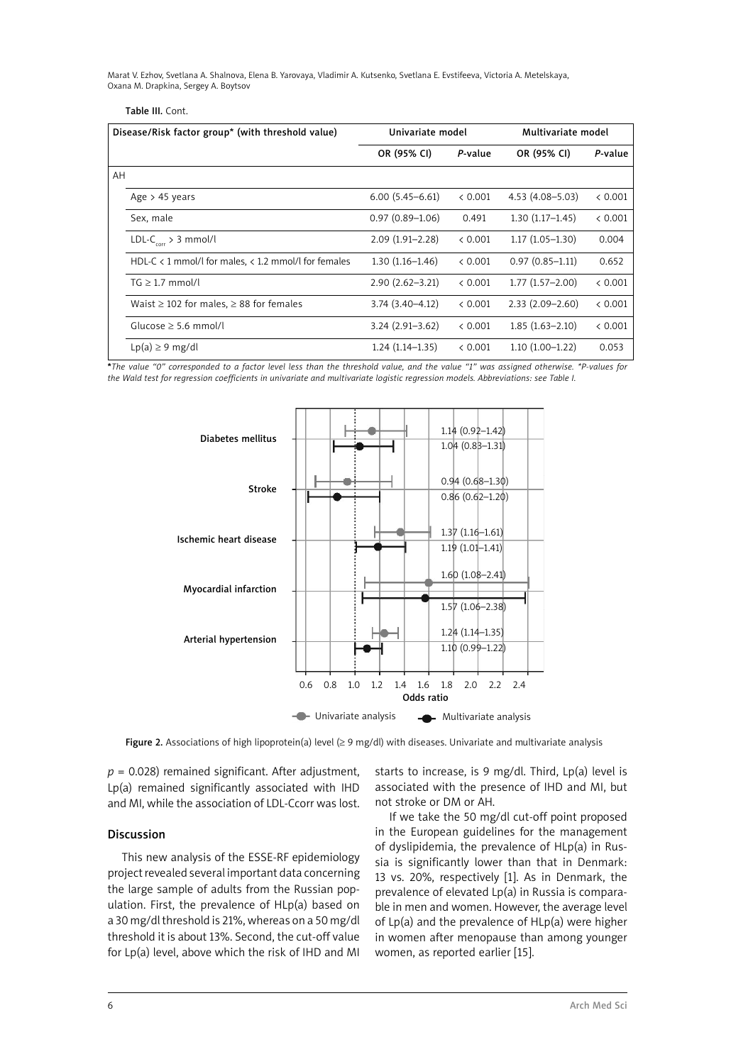**Table III.** Cont.

| Disease/Risk factor group* (with threshold value) | Univariate model | | Multivariate model | |
|---|---|---|---|---|
| | OR (95% CI) | *P*-value | OR (95% CI) | *P*-value |
| AH | | | | |
| Age > 45 years | 6.00 (5.45–6.61) | < 0.001 | 4.53 (4.08–5.03) | < 0.001 |
| Sex, male | 0.97 (0.89–1.06) | 0.491 | 1.30 (1.17–1.45) | < 0.001 |
| LDL-$C_{corr}$ > 3 mmol/l | 2.09 (1.91–2.28) | < 0.001 | 1.17 (1.05–1.30) | 0.004 |
| HDL-C < 1 mmol/l for males, < 1.2 mmol/l for females | 1.30 (1.16–1.46) | < 0.001 | 0.97 (0.85–1.11) | 0.652 |
| TG ≥ 1.7 mmol/l | 2.90 (2.62–3.21) | < 0.001 | 1.77 (1.57–2.00) | < 0.001 |
| Waist ≥ 102 for males, ≥ 88 for females | 3.74 (3.40–4.12) | < 0.001 | 2.33 (2.09–2.60) | < 0.001 |
| Glucose ≥ 5.6 mmol/l | 3.24 (2.91–3.62) | < 0.001 | 1.85 (1.63–2.10) | < 0.001 |
| Lp(a) ≥ 9 mg/dl | 1.24 (1.14–1.35) | < 0.001 | 1.10 (1.00–1.22) | 0.053 |

**The value "0" corresponded to a factor level less than the threshold value, and the value "1" was assigned otherwise. *P-values for the Wald test for regression coefficients in univariate and multivariate logistic regression models. Abbreviations: see Table I.*

| Disease | Univariate analysis OR (95% CI) | Multivariate analysis OR (95% CI) |
|---|---|---|
| Diabetes mellitus | 1.14 (0.92–1.42) | 1.04 (0.83–1.31) |
| Stroke | 0.94 (0.68–1.30) | 0.86 (0.62–1.20) |
| Ischemic heart disease | 1.37 (1.16–1.61) | 1.19 (1.01–1.41) |
| Myocardial infarction | 1.60 (1.08–2.41) | 1.57 (1.06–2.38) |
| Arterial hypertension | 1.24 (1.14–1.35) | 1.10 (0.99–1.22) |

**Figure 2.** Associations of high lipoprotein(a) level (≥ 9 mg/dl) with diseases. Univariate and multivariate analysis

$p$ = 0.028) remained significant. After adjustment, Lp(a) remained significantly associated with IHD and MI, while the association of LDL-Ccorr was lost.

## Discussion

This new analysis of the ESSE-RF epidemiology project revealed several important data concerning the large sample of adults from the Russian population. First, the prevalence of HLp(a) based on a 30 mg/dl threshold is 21%, whereas on a 50 mg/dl threshold it is about 13%. Second, the cut-off value for Lp(a) level, above which the risk of IHD and MI starts to increase, is 9 mg/dl. Third, Lp(a) level is associated with the presence of IHD and MI, but not stroke or DM or AH.

If we take the 50 mg/dl cut-off point proposed in the European guidelines for the management of dyslipidemia, the prevalence of HLp(a) in Russia is significantly lower than that in Denmark: 13 vs. 20%, respectively [1]. As in Denmark, the prevalence of elevated Lp(a) in Russia is comparable in men and women. However, the average level of Lp(a) and the prevalence of HLp(a) were higher in women after menopause than among younger women, as reported earlier [15].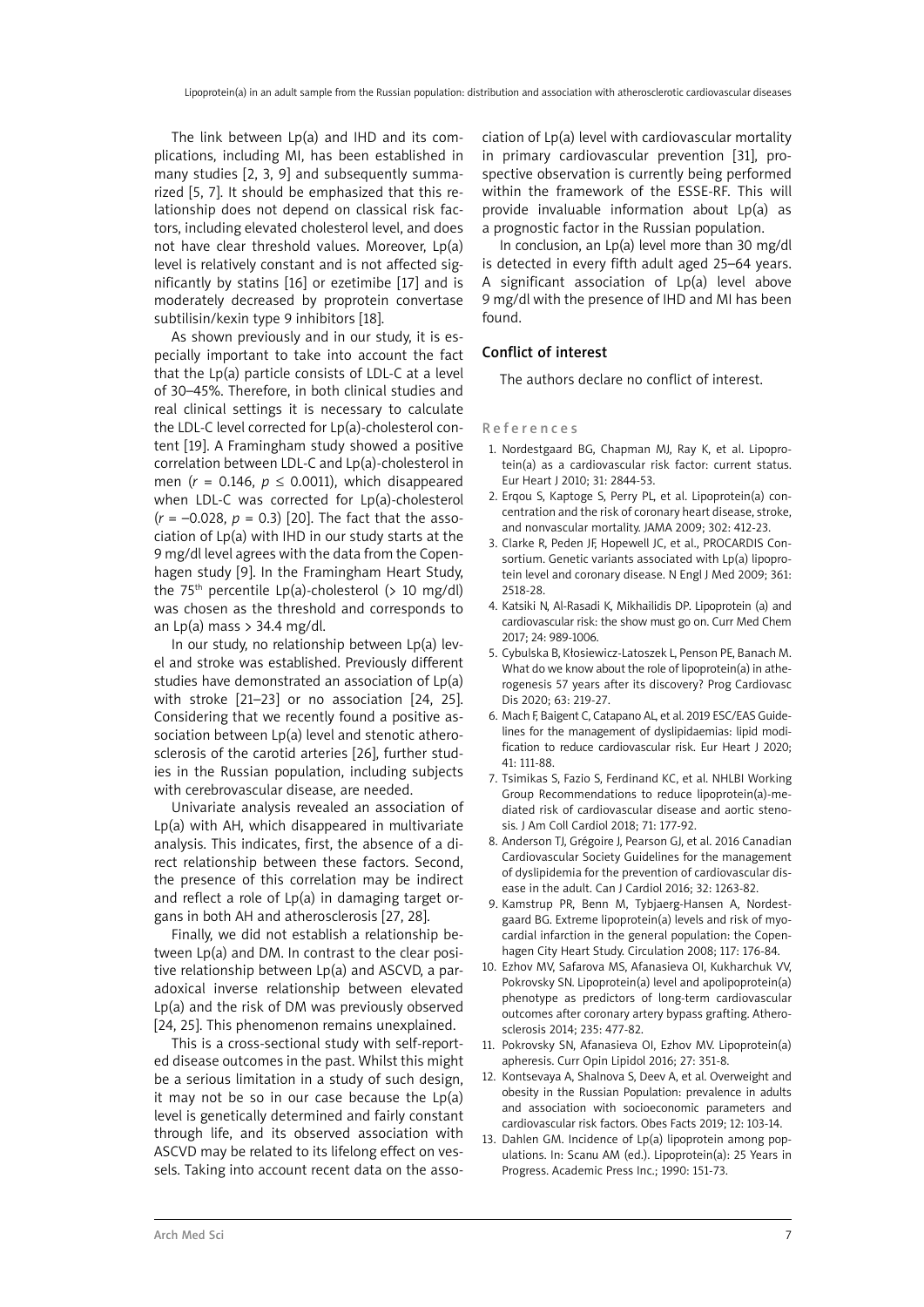The link between Lp(a) and IHD and its complications, including MI, has been established in many studies [2, 3, 9] and subsequently summarized [5, 7]. It should be emphasized that this relationship does not depend on classical risk factors, including elevated cholesterol level, and does not have clear threshold values. Moreover, Lp(a) level is relatively constant and is not affected significantly by statins [16] or ezetimibe [17] and is moderately decreased by proprotein convertase subtilisin/kexin type 9 inhibitors [18].

As shown previously and in our study, it is especially important to take into account the fact that the Lp(a) particle consists of LDL-C at a level of 30–45%. Therefore, in both clinical studies and real clinical settings it is necessary to calculate the LDL-C level corrected for Lp(a)-cholesterol content [19]. A Framingham study showed a positive correlation between LDL-C and Lp(a)-cholesterol in men ($r$ = 0.146, $p \leq 0.0011$), which disappeared when LDL-C was corrected for Lp(a)-cholesterol ($r$ = –0.028, $p$ = 0.3) [20]. The fact that the association of Lp(a) with IHD in our study starts at the 9 mg/dl level agrees with the data from the Copenhagen study [9]. In the Framingham Heart Study, the 75[th] percentile Lp(a)-cholesterol (> 10 mg/dl) was chosen as the threshold and corresponds to an Lp(a) mass > 34.4 mg/dl.

In our study, no relationship between Lp(a) level and stroke was established. Previously different studies have demonstrated an association of Lp(a) with stroke [21–23] or no association [24, 25]. Considering that we recently found a positive association between Lp(a) level and stenotic atherosclerosis of the carotid arteries [26], further studies in the Russian population, including subjects with cerebrovascular disease, are needed.

Univariate analysis revealed an association of Lp(a) with AH, which disappeared in multivariate analysis. This indicates, first, the absence of a direct relationship between these factors. Second, the presence of this correlation may be indirect and reflect a role of Lp(a) in damaging target organs in both AH and atherosclerosis [27, 28].

Finally, we did not establish a relationship between Lp(a) and DM. In contrast to the clear positive relationship between Lp(a) and ASCVD, a paradoxical inverse relationship between elevated Lp(a) and the risk of DM was previously observed [24, 25]. This phenomenon remains unexplained.

This is a cross-sectional study with self-reported disease outcomes in the past. Whilst this might be a serious limitation in a study of such design, it may not be so in our case because the Lp(a) level is genetically determined and fairly constant through life, and its observed association with ASCVD may be related to its lifelong effect on vessels. Taking into account recent data on the association of Lp(a) level with cardiovascular mortality in primary cardiovascular prevention [31], prospective observation is currently being performed within the framework of the ESSE-RF. This will provide invaluable information about Lp(a) as a prognostic factor in the Russian population.

In conclusion, an Lp(a) level more than 30 mg/dl is detected in every fifth adult aged 25–64 years. A significant association of Lp(a) level above 9 mg/dl with the presence of IHD and MI has been found.

## Conflict of interest

The authors declare no conflict of interest.

## References

1. Nordestgaard BG, Chapman MJ, Ray K, et al. Lipoprotein(a) as a cardiovascular risk factor: current status. Eur Heart J 2010; 31: 2844-53.
2. Erqou S, Kaptoge S, Perry PL, et al. Lipoprotein(a) concentration and the risk of coronary heart disease, stroke, and nonvascular mortality. JAMA 2009; 302: 412-23.
3. Clarke R, Peden JF, Hopewell JC, et al., PROCARDIS Consortium. Genetic variants associated with Lp(a) lipoprotein level and coronary disease. N Engl J Med 2009; 361: 2518-28.
4. Katsiki N, Al-Rasadi K, Mikhailidis DP. Lipoprotein (a) and cardiovascular risk: the show must go on. Curr Med Chem 2017; 24: 989-1006.
5. Cybulska B, Kłosiewicz-Latoszek L, Penson PE, Banach M. What do we know about the role of lipoprotein(a) in atherogenesis 57 years after its discovery? Prog Cardiovasc Dis 2020; 63: 219-27.
6. Mach F, Baigent C, Catapano AL, et al. 2019 ESC/EAS Guidelines for the management of dyslipidaemias: lipid modification to reduce cardiovascular risk. Eur Heart J 2020; 41: 111-88.
7. Tsimikas S, Fazio S, Ferdinand KC, et al. NHLBI Working Group Recommendations to reduce lipoprotein(a)-mediated risk of cardiovascular disease and aortic stenosis. J Am Coll Cardiol 2018; 71: 177-92.
8. Anderson TJ, Grégoire J, Pearson GJ, et al. 2016 Canadian Cardiovascular Society Guidelines for the management of dyslipidemia for the prevention of cardiovascular disease in the adult. Can J Cardiol 2016; 32: 1263-82.
9. Kamstrup PR, Benn M, Tybjaerg-Hansen A, Nordestgaard BG. Extreme lipoprotein(a) levels and risk of myocardial infarction in the general population: the Copenhagen City Heart Study. Circulation 2008; 117: 176-84.
10. Ezhov MV, Safarova MS, Afanasieva OI, Kukharchuk VV, Pokrovsky SN. Lipoprotein(a) level and apolipoprotein(a) phenotype as predictors of long-term cardiovascular outcomes after coronary artery bypass grafting. Atherosclerosis 2014; 235: 477-82.
11. Pokrovsky SN, Afanasieva OI, Ezhov MV. Lipoprotein(a) apheresis. Curr Opin Lipidol 2016; 27: 351-8.
12. Kontsevaya A, Shalnova S, Deev A, et al. Overweight and obesity in the Russian Population: prevalence in adults and association with socioeconomic parameters and cardiovascular risk factors. Obes Facts 2019; 12: 103-14.
13. Dahlen GM. Incidence of Lp(a) lipoprotein among populations. In: Scanu AM (ed.). Lipoprotein(a): 25 Years in Progress. Academic Press Inc.; 1990: 151-73.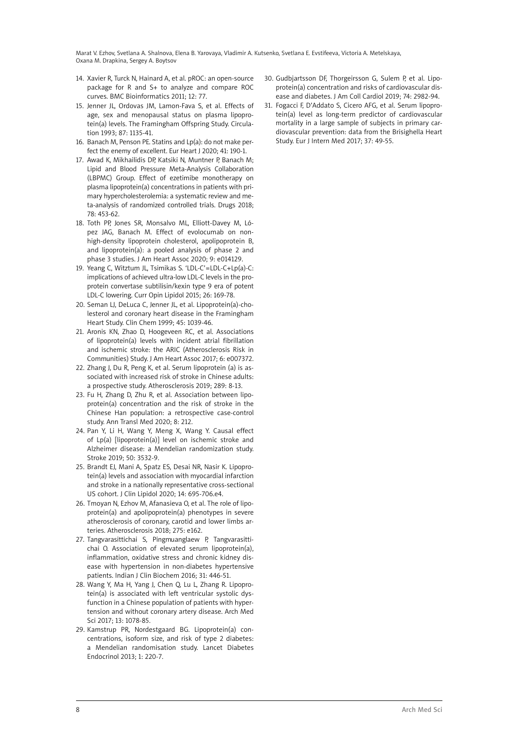14. Xavier R, Turck N, Hainard A, et al. pROC: an open-source package for R and S+ to analyze and compare ROC curves. BMC Bioinformatics 2011; 12: 77.
15. Jenner JL, Ordovas JM, Lamon-Fava S, et al. Effects of age, sex and menopausal status on plasma lipoprotein(a) levels. The Framingham Offspring Study. Circulation 1993; 87: 1135-41.
16. Banach M, Penson PE. Statins and Lp(a): do not make perfect the enemy of excellent. Eur Heart J 2020; 41: 190-1.
17. Awad K, Mikhailidis DP, Katsiki N, Muntner P, Banach M; Lipid and Blood Pressure Meta-Analysis Collaboration (LBPMC) Group. Effect of ezetimibe monotherapy on plasma lipoprotein(a) concentrations in patients with primary hypercholesterolemia: a systematic review and meta-analysis of randomized controlled trials. Drugs 2018; 78: 453-62.
18. Toth PP, Jones SR, Monsalvo ML, Elliott-Davey M, López JAG, Banach M. Effect of evolocumab on non-high-density lipoprotein cholesterol, apolipoprotein B, and lipoprotein(a): a pooled analysis of phase 2 and phase 3 studies. J Am Heart Assoc 2020; 9: e014129.
19. Yeang C, Witztum JL, Tsimikas S. 'LDL-C'=LDL-C+Lp(a)-C: implications of achieved ultra-low LDL-C levels in the proprotein convertase subtilisin/kexin type 9 era of potent LDL-C lowering. Curr Opin Lipidol 2015; 26: 169-78.
20. Seman LJ, DeLuca C, Jenner JL, et al. Lipoprotein(a)-cholesterol and coronary heart disease in the Framingham Heart Study. Clin Chem 1999; 45: 1039-46.
21. Aronis KN, Zhao D, Hoogeveen RC, et al. Associations of lipoprotein(a) levels with incident atrial fibrillation and ischemic stroke: the ARIC (Atherosclerosis Risk in Communities) Study. J Am Heart Assoc 2017; 6: e007372.
22. Zhang J, Du R, Peng K, et al. Serum lipoprotein (a) is associated with increased risk of stroke in Chinese adults: a prospective study. Atherosclerosis 2019; 289: 8-13.
23. Fu H, Zhang D, Zhu R, et al. Association between lipoprotein(a) concentration and the risk of stroke in the Chinese Han population: a retrospective case-control study. Ann Transl Med 2020; 8: 212.
24. Pan Y, Li H, Wang Y, Meng X, Wang Y. Causal effect of Lp(a) [lipoprotein(a)] level on ischemic stroke and Alzheimer disease: a Mendelian randomization study. Stroke 2019; 50: 3532-9.
25. Brandt EJ, Mani A, Spatz ES, Desai NR, Nasir K. Lipoprotein(a) levels and association with myocardial infarction and stroke in a nationally representative cross-sectional US cohort. J Clin Lipidol 2020; 14: 695-706.e4.
26. Tmoyan N, Ezhov M, Afanasieva O, et al. The role of lipoprotein(a) and apolipoprotein(a) phenotypes in severe atherosclerosis of coronary, carotid and lower limbs arteries. Atherosclerosis 2018; 275: e162.
27. Tangvarasittichai S, Pingmuanglaew P, Tangvarasittichai O. Association of elevated serum lipoprotein(a), inflammation, oxidative stress and chronic kidney disease with hypertension in non-diabetes hypertensive patients. Indian J Clin Biochem 2016; 31: 446-51.
28. Wang Y, Ma H, Yang J, Chen Q, Lu L, Zhang R. Lipoprotein(a) is associated with left ventricular systolic dysfunction in a Chinese population of patients with hypertension and without coronary artery disease. Arch Med Sci 2017; 13: 1078-85.
29. Kamstrup PR, Nordestgaard BG. Lipoprotein(a) concentrations, isoform size, and risk of type 2 diabetes: a Mendelian randomisation study. Lancet Diabetes Endocrinol 2013; 1: 220-7.
30. Gudbjartsson DF, Thorgeirsson G, Sulem P, et al. Lipoprotein(a) concentration and risks of cardiovascular disease and diabetes. J Am Coll Cardiol 2019; 74: 2982-94.
31. Fogacci F, D'Addato S, Cicero AFG, et al. Serum lipoprotein(a) level as long-term predictor of cardiovascular mortality in a large sample of subjects in primary cardiovascular prevention: data from the Brisighella Heart Study. Eur J Intern Med 2017; 37: 49-55.